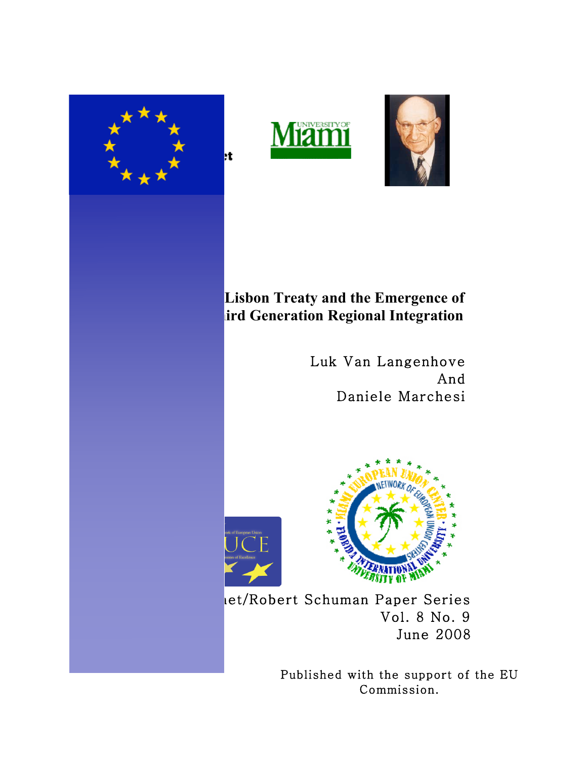# Lisbon Treaty and the Emergence of ird Generation Regional Integration

Luk Van Langenhove
And
Daniele Marchesi

et/Robert Schuman Paper Series
Vol. 8 No. 9
June 2008

Published with the support of the EU Commission.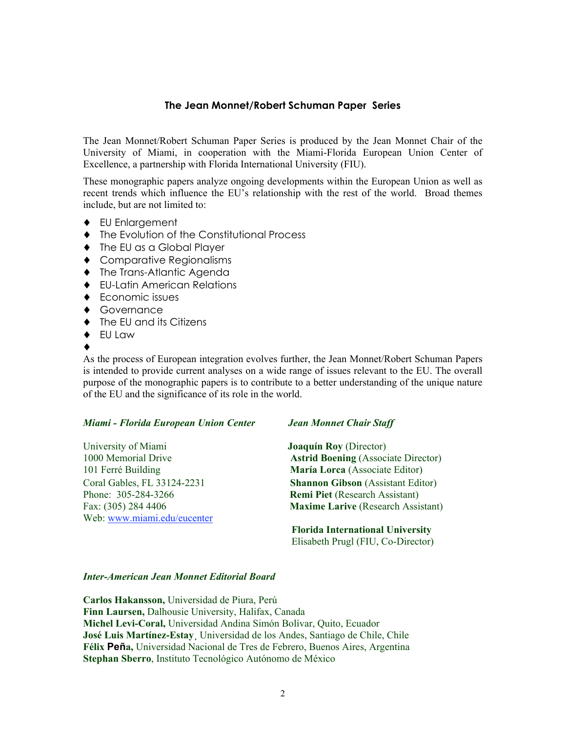## The Jean Monnet/Robert Schuman Paper Series

The Jean Monnet/Robert Schuman Paper Series is produced by the Jean Monnet Chair of the University of Miami, in cooperation with the Miami-Florida European Union Center of Excellence, a partnership with Florida International University (FIU).

These monographic papers analyze ongoing developments within the European Union as well as recent trends which influence the EU's relationship with the rest of the world. Broad themes include, but are not limited to:

- EU Enlargement
- The Evolution of the Constitutional Process
- The EU as a Global Player
- Comparative Regionalisms
- The Trans-Atlantic Agenda
- EU-Latin American Relations
- Economic issues
- Governance
- The EU and its Citizens
- EU Law

As the process of European integration evolves further, the Jean Monnet/Robert Schuman Papers is intended to provide current analyses on a wide range of issues relevant to the EU. The overall purpose of the monographic papers is to contribute to a better understanding of the unique nature of the EU and the significance of its role in the world.

***Miami - Florida European Union Center***

University of Miami
1000 Memorial Drive
101 Ferré Building
Coral Gables, FL 33124-2231
Phone: 305-284-3266
Fax: (305) 284 4406
Web: www.miami.edu/eucenter

***Jean Monnet Chair Staff***

**Joaquín Roy** (Director)
**Astrid Boening** (Associate Director)
**María Lorca** (Associate Editor)
**Shannon Gibson** (Assistant Editor)
**Remi Piet** (Research Assistant)
**Maxime Larive** (Research Assistant)

**Florida International University**
Elisabeth Prugl (FIU, Co-Director)

***Inter-American Jean Monnet Editorial Board***

**Carlos Hakansson,** Universidad de Piura, Perú
**Finn Laursen,** Dalhousie University, Halifax, Canada
**Michel Levi-Coral,** Universidad Andina Simón Bolívar, Quito, Ecuador
**José Luis Martínez-Estay**¸ Universidad de los Andes, Santiago de Chile, Chile
**Félix Peña,** Universidad Nacional de Tres de Febrero, Buenos Aires, Argentina
**Stephan Sberro**, Instituto Tecnológico Autónomo de México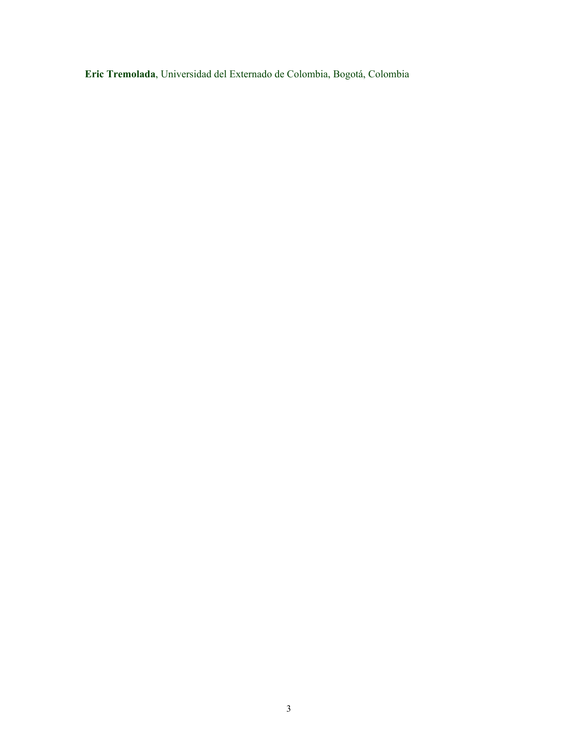**Eric Tremolada**, Universidad del Externado de Colombia, Bogotá, Colombia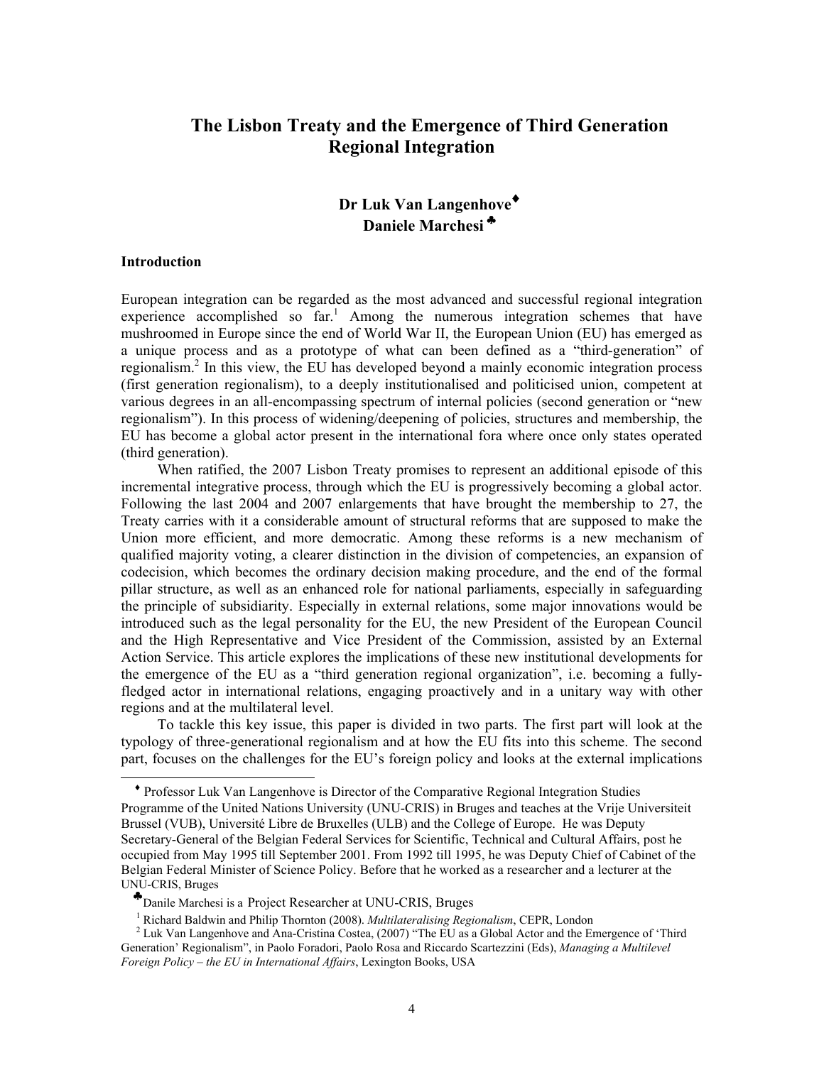# The Lisbon Treaty and the Emergence of Third Generation Regional Integration

**Dr Luk Van Langenhove[♦]**
**Daniele Marchesi[♣]**

### Introduction

European integration can be regarded as the most advanced and successful regional integration experience accomplished so far.[1] Among the numerous integration schemes that have mushroomed in Europe since the end of World War II, the European Union (EU) has emerged as a unique process and as a prototype of what can been defined as a "third-generation" of regionalism.[2] In this view, the EU has developed beyond a mainly economic integration process (first generation regionalism), to a deeply institutionalised and politicised union, competent at various degrees in an all-encompassing spectrum of internal policies (second generation or "new regionalism"). In this process of widening/deepening of policies, structures and membership, the EU has become a global actor present in the international fora where once only states operated (third generation).

When ratified, the 2007 Lisbon Treaty promises to represent an additional episode of this incremental integrative process, through which the EU is progressively becoming a global actor. Following the last 2004 and 2007 enlargements that have brought the membership to 27, the Treaty carries with it a considerable amount of structural reforms that are supposed to make the Union more efficient, and more democratic. Among these reforms is a new mechanism of qualified majority voting, a clearer distinction in the division of competencies, an expansion of codecision, which becomes the ordinary decision making procedure, and the end of the formal pillar structure, as well as an enhanced role for national parliaments, especially in safeguarding the principle of subsidiarity. Especially in external relations, some major innovations would be introduced such as the legal personality for the EU, the new President of the European Council and the High Representative and Vice President of the Commission, assisted by an External Action Service. This article explores the implications of these new institutional developments for the emergence of the EU as a "third generation regional organization", i.e. becoming a fully-fledged actor in international relations, engaging proactively and in a unitary way with other regions and at the multilateral level.

To tackle this key issue, this paper is divided in two parts. The first part will look at the typology of three-generational regionalism and at how the EU fits into this scheme. The second part, focuses on the challenges for the EU's foreign policy and looks at the external implications

---

[♦] Professor Luk Van Langenhove is Director of the Comparative Regional Integration Studies Programme of the United Nations University (UNU-CRIS) in Bruges and teaches at the Vrije Universiteit Brussel (VUB), Université Libre de Bruxelles (ULB) and the College of Europe. He was Deputy Secretary-General of the Belgian Federal Services for Scientific, Technical and Cultural Affairs, post he occupied from May 1995 till September 2001. From 1992 till 1995, he was Deputy Chief of Cabinet of the Belgian Federal Minister of Science Policy. Before that he worked as a researcher and a lecturer at the UNU-CRIS, Bruges

[♣] Danile Marchesi is a Project Researcher at UNU-CRIS, Bruges

[1] Richard Baldwin and Philip Thornton (2008). *Multilateralising Regionalism*, CEPR, London

[2] Luk Van Langenhove and Ana-Cristina Costea, (2007) "The EU as a Global Actor and the Emergence of 'Third Generation' Regionalism", in Paolo Foradori, Paolo Rosa and Riccardo Scartezzini (Eds), *Managing a Multilevel Foreign Policy – the EU in International Affairs*, Lexington Books, USA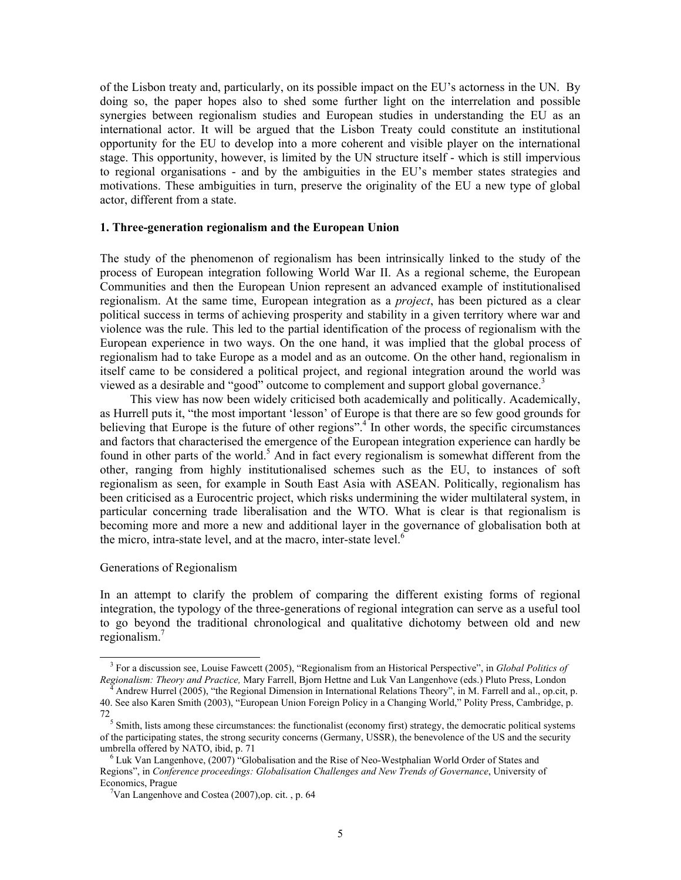of the Lisbon treaty and, particularly, on its possible impact on the EU's actorness in the UN. By doing so, the paper hopes also to shed some further light on the interrelation and possible synergies between regionalism studies and European studies in understanding the EU as an international actor. It will be argued that the Lisbon Treaty could constitute an institutional opportunity for the EU to develop into a more coherent and visible player on the international stage. This opportunity, however, is limited by the UN structure itself - which is still impervious to regional organisations - and by the ambiguities in the EU's member states strategies and motivations. These ambiguities in turn, preserve the originality of the EU a new type of global actor, different from a state.

**1. Three-generation regionalism and the European Union**

The study of the phenomenon of regionalism has been intrinsically linked to the study of the process of European integration following World War II. As a regional scheme, the European Communities and then the European Union represent an advanced example of institutionalised regionalism. At the same time, European integration as a *project*, has been pictured as a clear political success in terms of achieving prosperity and stability in a given territory where war and violence was the rule. This led to the partial identification of the process of regionalism with the European experience in two ways. On the one hand, it was implied that the global process of regionalism had to take Europe as a model and as an outcome. On the other hand, regionalism in itself came to be considered a political project, and regional integration around the world was viewed as a desirable and "good" outcome to complement and support global governance.[3]

This view has now been widely criticised both academically and politically. Academically, as Hurrell puts it, "the most important 'lesson' of Europe is that there are so few good grounds for believing that Europe is the future of other regions".[4] In other words, the specific circumstances and factors that characterised the emergence of the European integration experience can hardly be found in other parts of the world.[5] And in fact every regionalism is somewhat different from the other, ranging from highly institutionalised schemes such as the EU, to instances of soft regionalism as seen, for example in South East Asia with ASEAN. Politically, regionalism has been criticised as a Eurocentric project, which risks undermining the wider multilateral system, in particular concerning trade liberalisation and the WTO. What is clear is that regionalism is becoming more and more a new and additional layer in the governance of globalisation both at the micro, intra-state level, and at the macro, inter-state level.[6]

Generations of Regionalism

In an attempt to clarify the problem of comparing the different existing forms of regional integration, the typology of the three-generations of regional integration can serve as a useful tool to go beyond the traditional chronological and qualitative dichotomy between old and new regionalism.[7]

---

[3] For a discussion see, Louise Fawcett (2005), "Regionalism from an Historical Perspective", in *Global Politics of Regionalism: Theory and Practice,* Mary Farrell, Bjorn Hettne and Luk Van Langenhove (eds.) Pluto Press, London

[4] Andrew Hurrel (2005), "the Regional Dimension in International Relations Theory", in M. Farrell and al., op.cit, p. 40. See also Karen Smith (2003), "European Union Foreign Policy in a Changing World," Polity Press, Cambridge, p. 72

[5] Smith, lists among these circumstances: the functionalist (economy first) strategy, the democratic political systems of the participating states, the strong security concerns (Germany, USSR), the benevolence of the US and the security umbrella offered by NATO, ibid, p. 71

[6] Luk Van Langenhove, (2007) "Globalisation and the Rise of Neo-Westphalian World Order of States and Regions", in *Conference proceedings: Globalisation Challenges and New Trends of Governance*, University of Economics, Prague

[7] Van Langenhove and Costea (2007),op. cit. , p. 64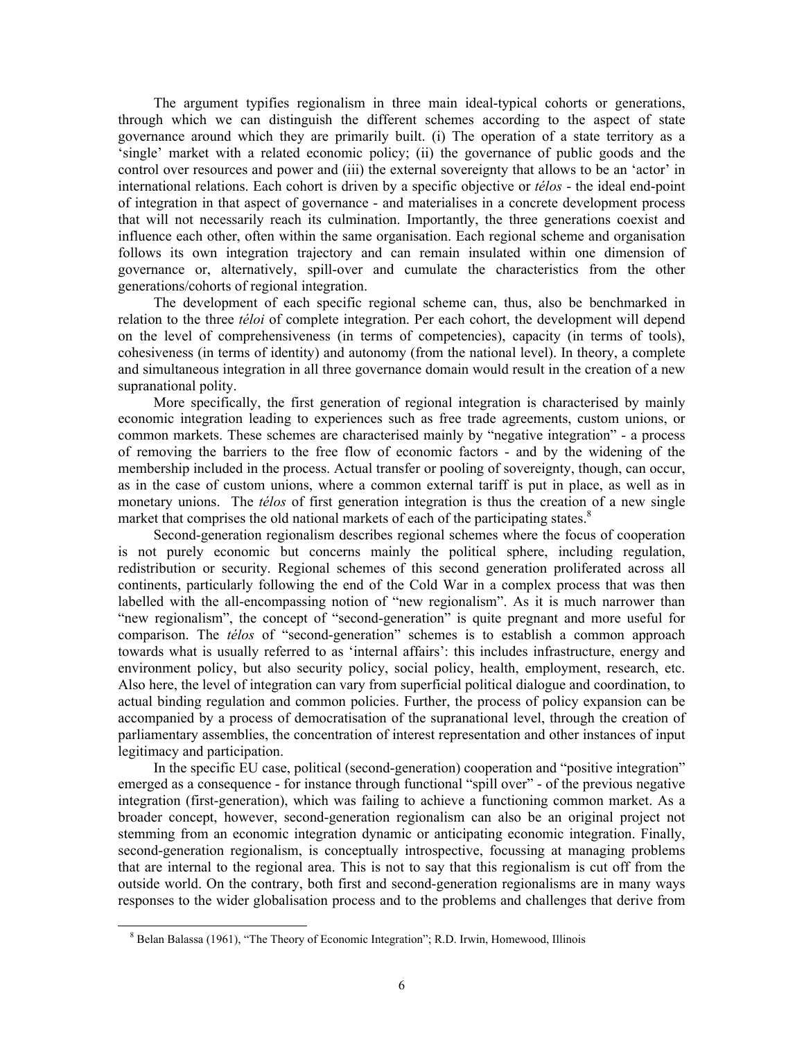The argument typifies regionalism in three main ideal-typical cohorts or generations, through which we can distinguish the different schemes according to the aspect of state governance around which they are primarily built. (i) The operation of a state territory as a 'single' market with a related economic policy; (ii) the governance of public goods and the control over resources and power and (iii) the external sovereignty that allows to be an 'actor' in international relations. Each cohort is driven by a specific objective or *télos* - the ideal end-point of integration in that aspect of governance - and materialises in a concrete development process that will not necessarily reach its culmination. Importantly, the three generations coexist and influence each other, often within the same organisation. Each regional scheme and organisation follows its own integration trajectory and can remain insulated within one dimension of governance or, alternatively, spill-over and cumulate the characteristics from the other generations/cohorts of regional integration.

The development of each specific regional scheme can, thus, also be benchmarked in relation to the three *téloi* of complete integration. Per each cohort, the development will depend on the level of comprehensiveness (in terms of competencies), capacity (in terms of tools), cohesiveness (in terms of identity) and autonomy (from the national level). In theory, a complete and simultaneous integration in all three governance domain would result in the creation of a new supranational polity.

More specifically, the first generation of regional integration is characterised by mainly economic integration leading to experiences such as free trade agreements, custom unions, or common markets. These schemes are characterised mainly by "negative integration" - a process of removing the barriers to the free flow of economic factors - and by the widening of the membership included in the process. Actual transfer or pooling of sovereignty, though, can occur, as in the case of custom unions, where a common external tariff is put in place, as well as in monetary unions. The *télos* of first generation integration is thus the creation of a new single market that comprises the old national markets of each of the participating states.[8]

Second-generation regionalism describes regional schemes where the focus of cooperation is not purely economic but concerns mainly the political sphere, including regulation, redistribution or security. Regional schemes of this second generation proliferated across all continents, particularly following the end of the Cold War in a complex process that was then labelled with the all-encompassing notion of "new regionalism". As it is much narrower than "new regionalism", the concept of "second-generation" is quite pregnant and more useful for comparison. The *télos* of "second-generation" schemes is to establish a common approach towards what is usually referred to as 'internal affairs': this includes infrastructure, energy and environment policy, but also security policy, social policy, health, employment, research, etc. Also here, the level of integration can vary from superficial political dialogue and coordination, to actual binding regulation and common policies. Further, the process of policy expansion can be accompanied by a process of democratisation of the supranational level, through the creation of parliamentary assemblies, the concentration of interest representation and other instances of input legitimacy and participation.

In the specific EU case, political (second-generation) cooperation and "positive integration" emerged as a consequence - for instance through functional "spill over" - of the previous negative integration (first-generation), which was failing to achieve a functioning common market. As a broader concept, however, second-generation regionalism can also be an original project not stemming from an economic integration dynamic or anticipating economic integration. Finally, second-generation regionalism, is conceptually introspective, focussing at managing problems that are internal to the regional area. This is not to say that this regionalism is cut off from the outside world. On the contrary, both first and second-generation regionalisms are in many ways responses to the wider globalisation process and to the problems and challenges that derive from

[8] Belan Balassa (1961), "The Theory of Economic Integration"; R.D. Irwin, Homewood, Illinois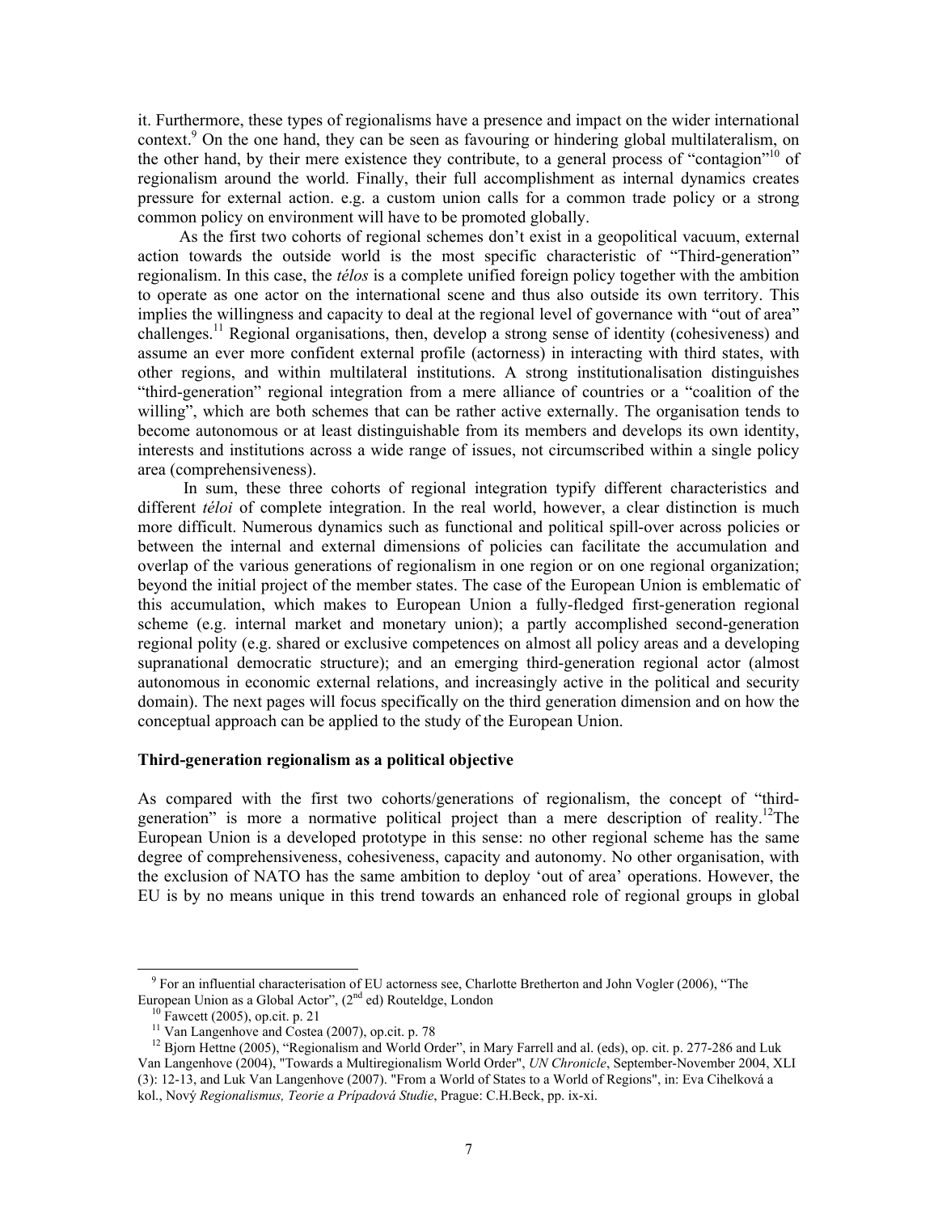it. Furthermore, these types of regionalisms have a presence and impact on the wider international context.[9] On the one hand, they can be seen as favouring or hindering global multilateralism, on the other hand, by their mere existence they contribute, to a general process of "contagion"[10] of regionalism around the world. Finally, their full accomplishment as internal dynamics creates pressure for external action. e.g. a custom union calls for a common trade policy or a strong common policy on environment will have to be promoted globally.

As the first two cohorts of regional schemes don't exist in a geopolitical vacuum, external action towards the outside world is the most specific characteristic of "Third-generation" regionalism. In this case, the *télos* is a complete unified foreign policy together with the ambition to operate as one actor on the international scene and thus also outside its own territory. This implies the willingness and capacity to deal at the regional level of governance with "out of area" challenges.[11] Regional organisations, then, develop a strong sense of identity (cohesiveness) and assume an ever more confident external profile (actorness) in interacting with third states, with other regions, and within multilateral institutions. A strong institutionalisation distinguishes "third-generation" regional integration from a mere alliance of countries or a "coalition of the willing", which are both schemes that can be rather active externally. The organisation tends to become autonomous or at least distinguishable from its members and develops its own identity, interests and institutions across a wide range of issues, not circumscribed within a single policy area (comprehensiveness).

In sum, these three cohorts of regional integration typify different characteristics and different *téloi* of complete integration. In the real world, however, a clear distinction is much more difficult. Numerous dynamics such as functional and political spill-over across policies or between the internal and external dimensions of policies can facilitate the accumulation and overlap of the various generations of regionalism in one region or on one regional organization; beyond the initial project of the member states. The case of the European Union is emblematic of this accumulation, which makes to European Union a fully-fledged first-generation regional scheme (e.g. internal market and monetary union); a partly accomplished second-generation regional polity (e.g. shared or exclusive competences on almost all policy areas and a developing supranational democratic structure); and an emerging third-generation regional actor (almost autonomous in economic external relations, and increasingly active in the political and security domain). The next pages will focus specifically on the third generation dimension and on how the conceptual approach can be applied to the study of the European Union.

### Third-generation regionalism as a political objective

As compared with the first two cohorts/generations of regionalism, the concept of "third-generation" is more a normative political project than a mere description of reality.[12] The European Union is a developed prototype in this sense: no other regional scheme has the same degree of comprehensiveness, cohesiveness, capacity and autonomy. No other organisation, with the exclusion of NATO has the same ambition to deploy 'out of area' operations. However, the EU is by no means unique in this trend towards an enhanced role of regional groups in global

---

[9] For an influential characterisation of EU actorness see, Charlotte Bretherton and John Vogler (2006), "The European Union as a Global Actor", (2nd ed) Routeldge, London

[10] Fawcett (2005), op.cit. p. 21

[11] Van Langenhove and Costea (2007), op.cit. p. 78

[12] Bjorn Hettne (2005), "Regionalism and World Order", in Mary Farrell and al. (eds), op. cit. p. 277-286 and Luk Van Langenhove (2004), "Towards a Multiregionalism World Order", *UN Chronicle*, September-November 2004, XLI (3): 12-13, and Luk Van Langenhove (2007). "From a World of States to a World of Regions", in: Eva Cihelková a kol., Nový *Regionalismus, Teorie a Prípadová Studie*, Prague: C.H.Beck, pp. ix-xi.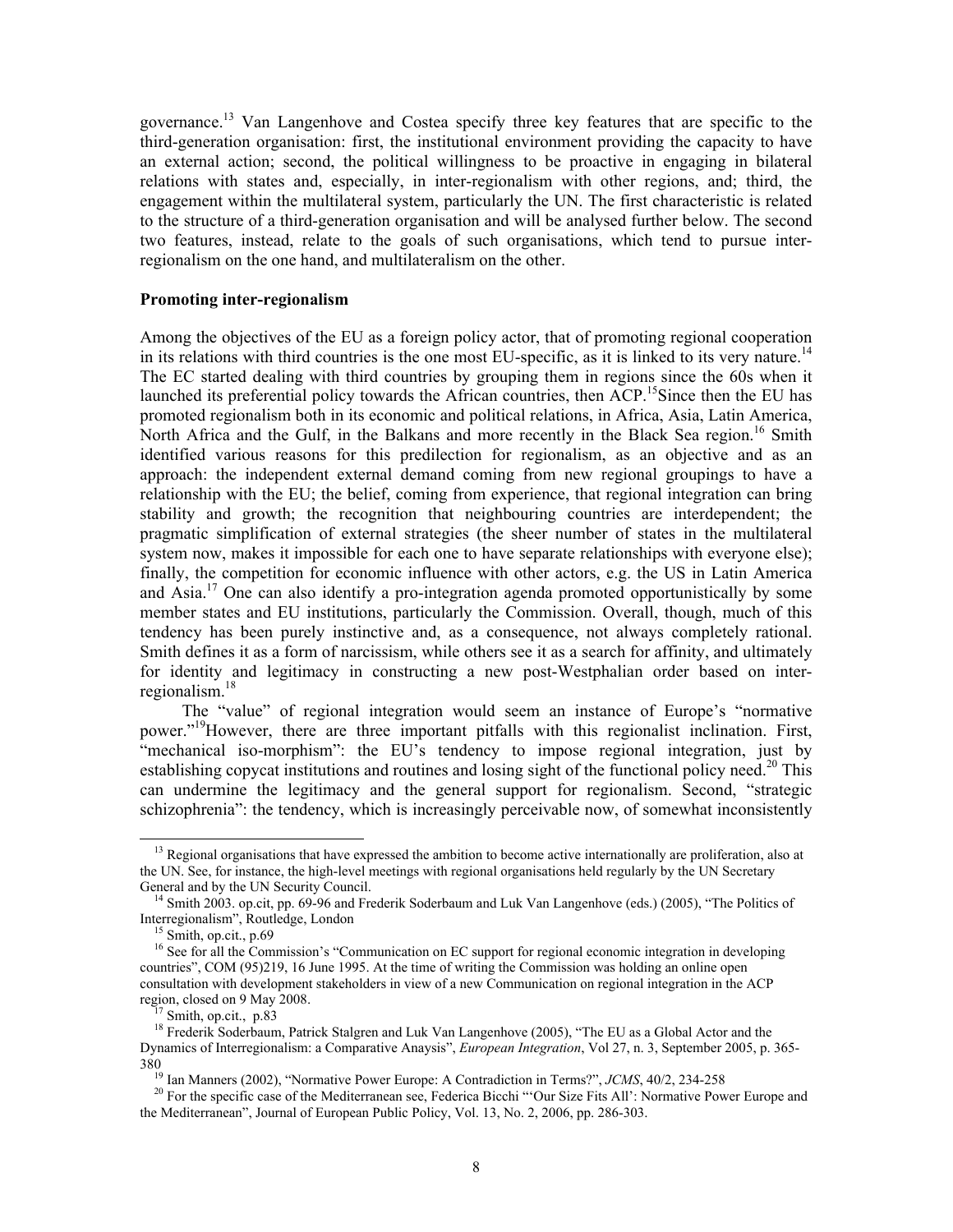governance.[13] Van Langenhove and Costea specify three key features that are specific to the third-generation organisation: first, the institutional environment providing the capacity to have an external action; second, the political willingness to be proactive in engaging in bilateral relations with states and, especially, in inter-regionalism with other regions, and; third, the engagement within the multilateral system, particularly the UN. The first characteristic is related to the structure of a third-generation organisation and will be analysed further below. The second two features, instead, relate to the goals of such organisations, which tend to pursue inter-regionalism on the one hand, and multilateralism on the other.

**Promoting inter-regionalism**

Among the objectives of the EU as a foreign policy actor, that of promoting regional cooperation in its relations with third countries is the one most EU-specific, as it is linked to its very nature.[14] The EC started dealing with third countries by grouping them in regions since the 60s when it launched its preferential policy towards the African countries, then ACP.[15]Since then the EU has promoted regionalism both in its economic and political relations, in Africa, Asia, Latin America, North Africa and the Gulf, in the Balkans and more recently in the Black Sea region.[16] Smith identified various reasons for this predilection for regionalism, as an objective and as an approach: the independent external demand coming from new regional groupings to have a relationship with the EU; the belief, coming from experience, that regional integration can bring stability and growth; the recognition that neighbouring countries are interdependent; the pragmatic simplification of external strategies (the sheer number of states in the multilateral system now, makes it impossible for each one to have separate relationships with everyone else); finally, the competition for economic influence with other actors, e.g. the US in Latin America and Asia.[17] One can also identify a pro-integration agenda promoted opportunistically by some member states and EU institutions, particularly the Commission. Overall, though, much of this tendency has been purely instinctive and, as a consequence, not always completely rational. Smith defines it as a form of narcissism, while others see it as a search for affinity, and ultimately for identity and legitimacy in constructing a new post-Westphalian order based on inter-regionalism.[18]

The "value" of regional integration would seem an instance of Europe's "normative power."[19]However, there are three important pitfalls with this regionalist inclination. First, "mechanical iso-morphism": the EU's tendency to impose regional integration, just by establishing copycat institutions and routines and losing sight of the functional policy need.[20] This can undermine the legitimacy and the general support for regionalism. Second, "strategic schizophrenia": the tendency, which is increasingly perceivable now, of somewhat inconsistently

---

[13] Regional organisations that have expressed the ambition to become active internationally are proliferation, also at the UN. See, for instance, the high-level meetings with regional organisations held regularly by the UN Secretary General and by the UN Security Council.

[14] Smith 2003. op.cit, pp. 69-96 and Frederik Soderbaum and Luk Van Langenhove (eds.) (2005), "The Politics of Interregionalism", Routledge, London

[15] Smith, op.cit., p.69

[16] See for all the Commission's "Communication on EC support for regional economic integration in developing countries", COM (95)219, 16 June 1995. At the time of writing the Commission was holding an online open consultation with development stakeholders in view of a new Communication on regional integration in the ACP region, closed on 9 May 2008.

[17] Smith, op.cit., p.83

[18] Frederik Soderbaum, Patrick Stalgren and Luk Van Langenhove (2005), "The EU as a Global Actor and the Dynamics of Interregionalism: a Comparative Anaysis", *European Integration*, Vol 27, n. 3, September 2005, p. 365-380

[19] Ian Manners (2002), "Normative Power Europe: A Contradiction in Terms?", *JCMS*, 40/2, 234-258

[20] For the specific case of the Mediterranean see, Federica Bicchi "'Our Size Fits All': Normative Power Europe and the Mediterranean", Journal of European Public Policy, Vol. 13, No. 2, 2006, pp. 286-303.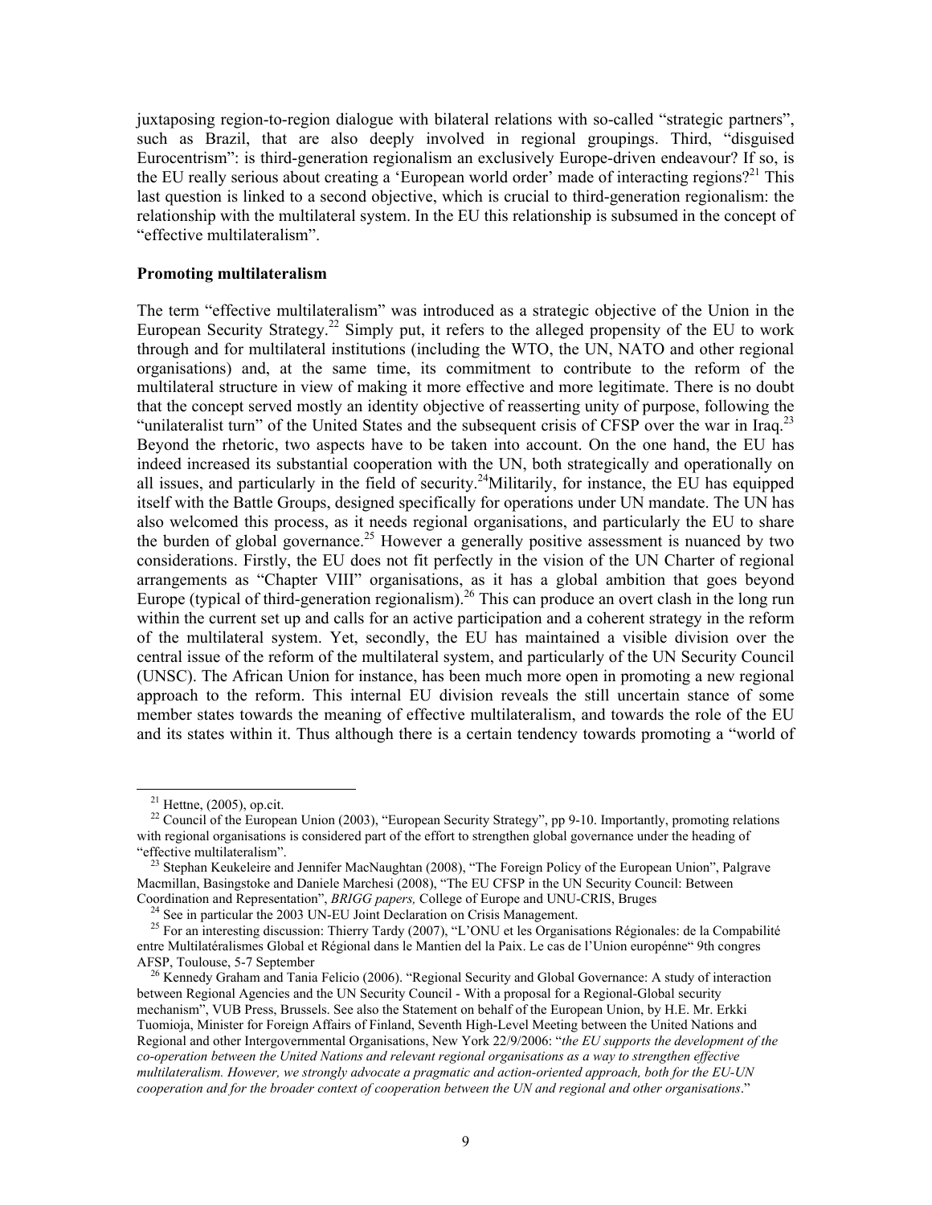juxtaposing region-to-region dialogue with bilateral relations with so-called "strategic partners", such as Brazil, that are also deeply involved in regional groupings. Third, "disguised Eurocentrism": is third-generation regionalism an exclusively Europe-driven endeavour? If so, is the EU really serious about creating a 'European world order' made of interacting regions?[21] This last question is linked to a second objective, which is crucial to third-generation regionalism: the relationship with the multilateral system. In the EU this relationship is subsumed in the concept of "effective multilateralism".

**Promoting multilateralism**

The term "effective multilateralism" was introduced as a strategic objective of the Union in the European Security Strategy.[22] Simply put, it refers to the alleged propensity of the EU to work through and for multilateral institutions (including the WTO, the UN, NATO and other regional organisations) and, at the same time, its commitment to contribute to the reform of the multilateral structure in view of making it more effective and more legitimate. There is no doubt that the concept served mostly an identity objective of reasserting unity of purpose, following the "unilateralist turn" of the United States and the subsequent crisis of CFSP over the war in Iraq.[23] Beyond the rhetoric, two aspects have to be taken into account. On the one hand, the EU has indeed increased its substantial cooperation with the UN, both strategically and operationally on all issues, and particularly in the field of security.[24]Militarily, for instance, the EU has equipped itself with the Battle Groups, designed specifically for operations under UN mandate. The UN has also welcomed this process, as it needs regional organisations, and particularly the EU to share the burden of global governance.[25] However a generally positive assessment is nuanced by two considerations. Firstly, the EU does not fit perfectly in the vision of the UN Charter of regional arrangements as "Chapter VIII" organisations, as it has a global ambition that goes beyond Europe (typical of third-generation regionalism).[26] This can produce an overt clash in the long run within the current set up and calls for an active participation and a coherent strategy in the reform of the multilateral system. Yet, secondly, the EU has maintained a visible division over the central issue of the reform of the multilateral system, and particularly of the UN Security Council (UNSC). The African Union for instance, has been much more open in promoting a new regional approach to the reform. This internal EU division reveals the still uncertain stance of some member states towards the meaning of effective multilateralism, and towards the role of the EU and its states within it. Thus although there is a certain tendency towards promoting a "world of

---

[21] Hettne, (2005), op.cit.

[22] Council of the European Union (2003), "European Security Strategy", pp 9-10. Importantly, promoting relations with regional organisations is considered part of the effort to strengthen global governance under the heading of "effective multilateralism".

[23] Stephan Keukeleire and Jennifer MacNaughtan (2008), "The Foreign Policy of the European Union", Palgrave Macmillan, Basingstoke and Daniele Marchesi (2008), "The EU CFSP in the UN Security Council: Between Coordination and Representation", *BRIGG papers,* College of Europe and UNU-CRIS, Bruges

[24] See in particular the 2003 UN-EU Joint Declaration on Crisis Management.

[25] For an interesting discussion: Thierry Tardy (2007), "L'ONU et les Organisations Régionales: de la Compabilité entre Multilatéralismes Global et Régional dans le Mantien del la Paix. Le cas de l'Union europénne" 9th congres AFSP, Toulouse, 5-7 September

[26] Kennedy Graham and Tania Felicio (2006). "Regional Security and Global Governance: A study of interaction between Regional Agencies and the UN Security Council - With a proposal for a Regional-Global security mechanism", VUB Press, Brussels. See also the Statement on behalf of the European Union, by H.E. Mr. Erkki Tuomioja, Minister for Foreign Affairs of Finland, Seventh High-Level Meeting between the United Nations and Regional and other Intergovernmental Organisations, New York 22/9/2006: "*the EU supports the development of the co-operation between the United Nations and relevant regional organisations as a way to strengthen effective multilateralism. However, we strongly advocate a pragmatic and action-oriented approach, both for the EU-UN cooperation and for the broader context of cooperation between the UN and regional and other organisations*."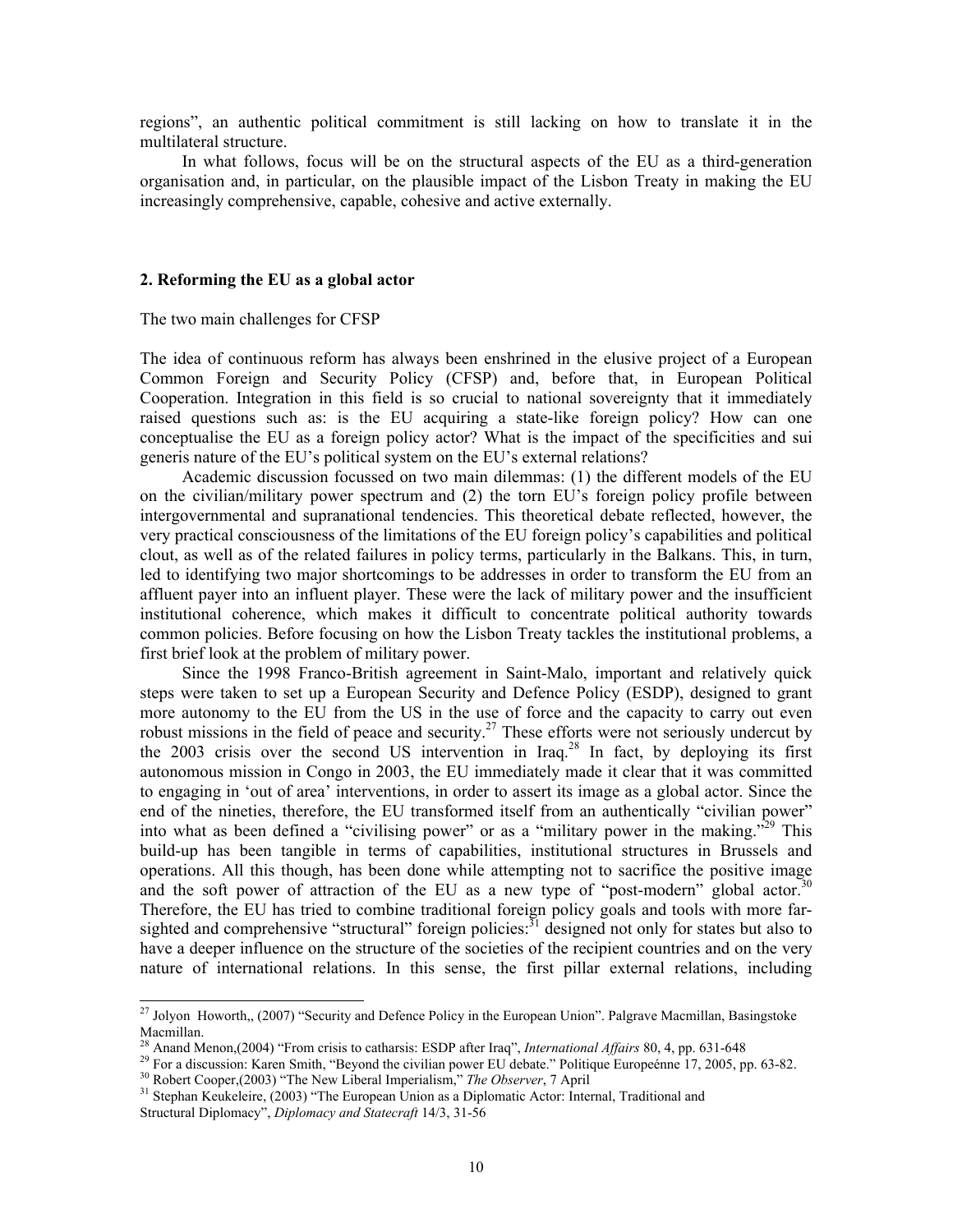regions", an authentic political commitment is still lacking on how to translate it in the multilateral structure.

In what follows, focus will be on the structural aspects of the EU as a third-generation organisation and, in particular, on the plausible impact of the Lisbon Treaty in making the EU increasingly comprehensive, capable, cohesive and active externally.

## 2. Reforming the EU as a global actor

The two main challenges for CFSP

The idea of continuous reform has always been enshrined in the elusive project of a European Common Foreign and Security Policy (CFSP) and, before that, in European Political Cooperation. Integration in this field is so crucial to national sovereignty that it immediately raised questions such as: is the EU acquiring a state-like foreign policy? How can one conceptualise the EU as a foreign policy actor? What is the impact of the specificities and sui generis nature of the EU's political system on the EU's external relations?

Academic discussion focussed on two main dilemmas: (1) the different models of the EU on the civilian/military power spectrum and (2) the torn EU's foreign policy profile between intergovernmental and supranational tendencies. This theoretical debate reflected, however, the very practical consciousness of the limitations of the EU foreign policy's capabilities and political clout, as well as of the related failures in policy terms, particularly in the Balkans. This, in turn, led to identifying two major shortcomings to be addresses in order to transform the EU from an affluent payer into an influent player. These were the lack of military power and the insufficient institutional coherence, which makes it difficult to concentrate political authority towards common policies. Before focusing on how the Lisbon Treaty tackles the institutional problems, a first brief look at the problem of military power.

Since the 1998 Franco-British agreement in Saint-Malo, important and relatively quick steps were taken to set up a European Security and Defence Policy (ESDP), designed to grant more autonomy to the EU from the US in the use of force and the capacity to carry out even robust missions in the field of peace and security.[27] These efforts were not seriously undercut by the 2003 crisis over the second US intervention in Iraq.[28] In fact, by deploying its first autonomous mission in Congo in 2003, the EU immediately made it clear that it was committed to engaging in 'out of area' interventions, in order to assert its image as a global actor. Since the end of the nineties, therefore, the EU transformed itself from an authentically "civilian power" into what as been defined a "civilising power" or as a "military power in the making."[29] This build-up has been tangible in terms of capabilities, institutional structures in Brussels and operations. All this though, has been done while attempting not to sacrifice the positive image and the soft power of attraction of the EU as a new type of "post-modern" global actor.[30] Therefore, the EU has tried to combine traditional foreign policy goals and tools with more far-sighted and comprehensive "structural" foreign policies:[31] designed not only for states but also to have a deeper influence on the structure of the societies of the recipient countries and on the very nature of international relations. In this sense, the first pillar external relations, including

---

[27] Jolyon Howorth,, (2007) "Security and Defence Policy in the European Union". Palgrave Macmillan, Basingstoke Macmillan.

[28] Anand Menon,(2004) "From crisis to catharsis: ESDP after Iraq", *International Affairs* 80, 4, pp. 631-648

[29] For a discussion: Karen Smith, "Beyond the civilian power EU debate." Politique Europeénne 17, 2005, pp. 63-82.

[30] Robert Cooper,(2003) "The New Liberal Imperialism," *The Observer*, 7 April

[31] Stephan Keukeleire, (2003) "The European Union as a Diplomatic Actor: Internal, Traditional and Structural Diplomacy", *Diplomacy and Statecraft* 14/3, 31-56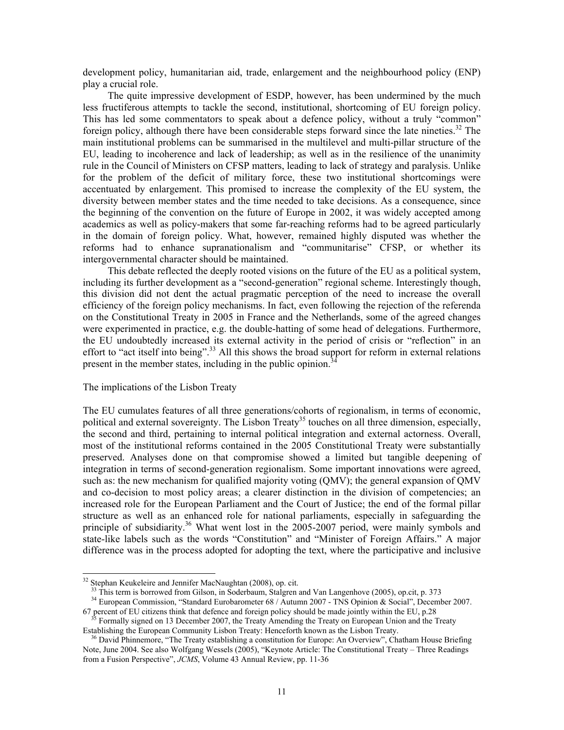development policy, humanitarian aid, trade, enlargement and the neighbourhood policy (ENP) play a crucial role.

The quite impressive development of ESDP, however, has been undermined by the much less fructiferous attempts to tackle the second, institutional, shortcoming of EU foreign policy. This has led some commentators to speak about a defence policy, without a truly "common" foreign policy, although there have been considerable steps forward since the late nineties.[32] The main institutional problems can be summarised in the multilevel and multi-pillar structure of the EU, leading to incoherence and lack of leadership; as well as in the resilience of the unanimity rule in the Council of Ministers on CFSP matters, leading to lack of strategy and paralysis. Unlike for the problem of the deficit of military force, these two institutional shortcomings were accentuated by enlargement. This promised to increase the complexity of the EU system, the diversity between member states and the time needed to take decisions. As a consequence, since the beginning of the convention on the future of Europe in 2002, it was widely accepted among academics as well as policy-makers that some far-reaching reforms had to be agreed particularly in the domain of foreign policy. What, however, remained highly disputed was whether the reforms had to enhance supranationalism and "communitarise" CFSP, or whether its intergovernmental character should be maintained.

This debate reflected the deeply rooted visions on the future of the EU as a political system, including its further development as a "second-generation" regional scheme. Interestingly though, this division did not dent the actual pragmatic perception of the need to increase the overall efficiency of the foreign policy mechanisms. In fact, even following the rejection of the referenda on the Constitutional Treaty in 2005 in France and the Netherlands, some of the agreed changes were experimented in practice, e.g. the double-hatting of some head of delegations. Furthermore, the EU undoubtedly increased its external activity in the period of crisis or "reflection" in an effort to "act itself into being".[33] All this shows the broad support for reform in external relations present in the member states, including in the public opinion.[34]

The implications of the Lisbon Treaty

The EU cumulates features of all three generations/cohorts of regionalism, in terms of economic, political and external sovereignty. The Lisbon Treaty[35] touches on all three dimension, especially, the second and third, pertaining to internal political integration and external actorness. Overall, most of the institutional reforms contained in the 2005 Constitutional Treaty were substantially preserved. Analyses done on that compromise showed a limited but tangible deepening of integration in terms of second-generation regionalism. Some important innovations were agreed, such as: the new mechanism for qualified majority voting (QMV); the general expansion of QMV and co-decision to most policy areas; a clearer distinction in the division of competencies; an increased role for the European Parliament and the Court of Justice; the end of the formal pillar structure as well as an enhanced role for national parliaments, especially in safeguarding the principle of subsidiarity.[36] What went lost in the 2005-2007 period, were mainly symbols and state-like labels such as the words "Constitution" and "Minister of Foreign Affairs." A major difference was in the process adopted for adopting the text, where the participative and inclusive

---

[32] Stephan Keukeleire and Jennifer MacNaughtan (2008), op. cit.

[33] This term is borrowed from Gilson, in Soderbaum, Stalgren and Van Langenhove (2005), op.cit, p. 373

[34] European Commission, "Standard Eurobarometer 68 / Autumn 2007 - TNS Opinion & Social", December 2007. 67 percent of EU citizens think that defence and foreign policy should be made jointly within the EU, p.28

[35] Formally signed on 13 December 2007, the Treaty Amending the Treaty on European Union and the Treaty Establishing the European Community Lisbon Treaty: Henceforth known as the Lisbon Treaty.

[36] David Phinnemore, "The Treaty establishing a constitution for Europe: An Overview", Chatham House Briefing Note, June 2004. See also Wolfgang Wessels (2005), "Keynote Article: The Constitutional Treaty – Three Readings from a Fusion Perspective", *JCMS*, Volume 43 Annual Review, pp. 11-36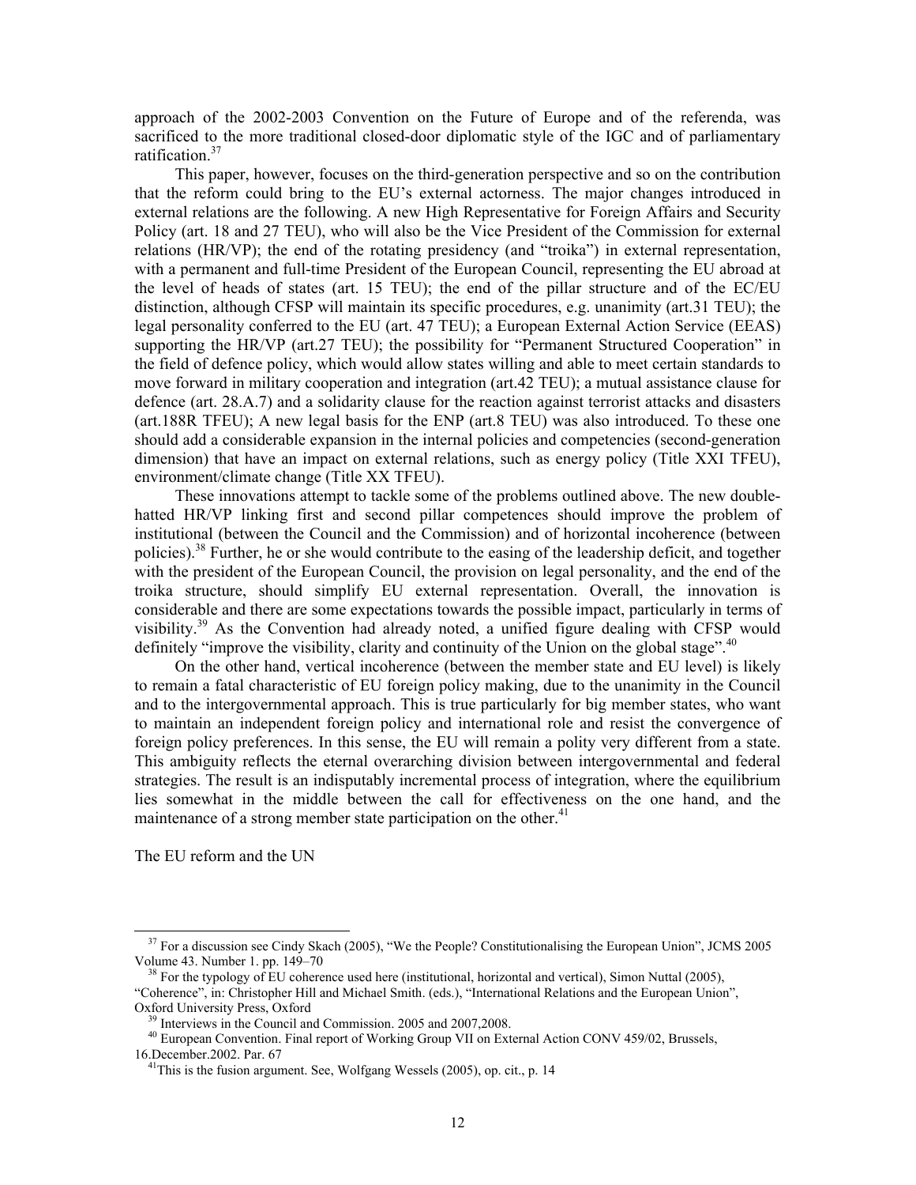approach of the 2002-2003 Convention on the Future of Europe and of the referenda, was sacrificed to the more traditional closed-door diplomatic style of the IGC and of parliamentary ratification.[37]

This paper, however, focuses on the third-generation perspective and so on the contribution that the reform could bring to the EU's external actorness. The major changes introduced in external relations are the following. A new High Representative for Foreign Affairs and Security Policy (art. 18 and 27 TEU), who will also be the Vice President of the Commission for external relations (HR/VP); the end of the rotating presidency (and "troika") in external representation, with a permanent and full-time President of the European Council, representing the EU abroad at the level of heads of states (art. 15 TEU); the end of the pillar structure and of the EC/EU distinction, although CFSP will maintain its specific procedures, e.g. unanimity (art.31 TEU); the legal personality conferred to the EU (art. 47 TEU); a European External Action Service (EEAS) supporting the HR/VP (art.27 TEU); the possibility for "Permanent Structured Cooperation" in the field of defence policy, which would allow states willing and able to meet certain standards to move forward in military cooperation and integration (art.42 TEU); a mutual assistance clause for defence (art. 28.A.7) and a solidarity clause for the reaction against terrorist attacks and disasters (art.188R TFEU); A new legal basis for the ENP (art.8 TEU) was also introduced. To these one should add a considerable expansion in the internal policies and competencies (second-generation dimension) that have an impact on external relations, such as energy policy (Title XXI TFEU), environment/climate change (Title XX TFEU).

These innovations attempt to tackle some of the problems outlined above. The new double-hatted HR/VP linking first and second pillar competences should improve the problem of institutional (between the Council and the Commission) and of horizontal incoherence (between policies).[38] Further, he or she would contribute to the easing of the leadership deficit, and together with the president of the European Council, the provision on legal personality, and the end of the troika structure, should simplify EU external representation. Overall, the innovation is considerable and there are some expectations towards the possible impact, particularly in terms of visibility.[39] As the Convention had already noted, a unified figure dealing with CFSP would definitely "improve the visibility, clarity and continuity of the Union on the global stage".[40]

On the other hand, vertical incoherence (between the member state and EU level) is likely to remain a fatal characteristic of EU foreign policy making, due to the unanimity in the Council and to the intergovernmental approach. This is true particularly for big member states, who want to maintain an independent foreign policy and international role and resist the convergence of foreign policy preferences. In this sense, the EU will remain a polity very different from a state. This ambiguity reflects the eternal overarching division between intergovernmental and federal strategies. The result is an indisputably incremental process of integration, where the equilibrium lies somewhat in the middle between the call for effectiveness on the one hand, and the maintenance of a strong member state participation on the other.[41]

## The EU reform and the UN

---

[37] For a discussion see Cindy Skach (2005), "We the People? Constitutionalising the European Union", JCMS 2005 Volume 43. Number 1. pp. 149–70

[38] For the typology of EU coherence used here (institutional, horizontal and vertical), Simon Nuttal (2005), "Coherence", in: Christopher Hill and Michael Smith. (eds.), "International Relations and the European Union", Oxford University Press, Oxford

[39] Interviews in the Council and Commission. 2005 and 2007,2008.

[40] European Convention. Final report of Working Group VII on External Action CONV 459/02, Brussels, 16.December.2002. Par. 67

[41] This is the fusion argument. See, Wolfgang Wessels (2005), op. cit., p. 14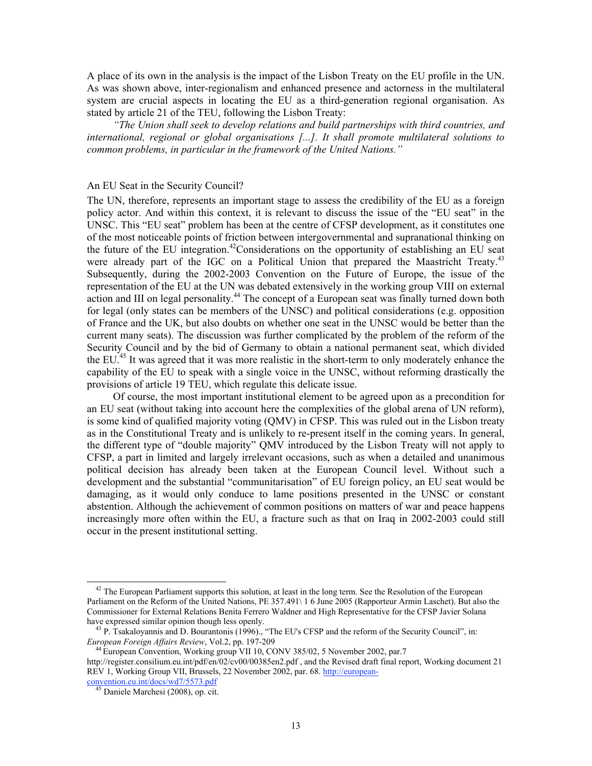A place of its own in the analysis is the impact of the Lisbon Treaty on the EU profile in the UN. As was shown above, inter-regionalism and enhanced presence and actorness in the multilateral system are crucial aspects in locating the EU as a third-generation regional organisation. As stated by article 21 of the TEU, following the Lisbon Treaty:

*"The Union shall seek to develop relations and build partnerships with third countries, and international, regional or global organisations [...]. It shall promote multilateral solutions to common problems, in particular in the framework of the United Nations."*

## An EU Seat in the Security Council?

The UN, therefore, represents an important stage to assess the credibility of the EU as a foreign policy actor. And within this context, it is relevant to discuss the issue of the "EU seat" in the UNSC. This "EU seat" problem has been at the centre of CFSP development, as it constitutes one of the most noticeable points of friction between intergovernmental and supranational thinking on the future of the EU integration.[42]Considerations on the opportunity of establishing an EU seat were already part of the IGC on a Political Union that prepared the Maastricht Treaty.[43] Subsequently, during the 2002-2003 Convention on the Future of Europe, the issue of the representation of the EU at the UN was debated extensively in the working group VIII on external action and III on legal personality.[44] The concept of a European seat was finally turned down both for legal (only states can be members of the UNSC) and political considerations (e.g. opposition of France and the UK, but also doubts on whether one seat in the UNSC would be better than the current many seats). The discussion was further complicated by the problem of the reform of the Security Council and by the bid of Germany to obtain a national permanent seat, which divided the EU.[45] It was agreed that it was more realistic in the short-term to only moderately enhance the capability of the EU to speak with a single voice in the UNSC, without reforming drastically the provisions of article 19 TEU, which regulate this delicate issue.

Of course, the most important institutional element to be agreed upon as a precondition for an EU seat (without taking into account here the complexities of the global arena of UN reform), is some kind of qualified majority voting (QMV) in CFSP. This was ruled out in the Lisbon treaty as in the Constitutional Treaty and is unlikely to re-present itself in the coming years. In general, the different type of "double majority" QMV introduced by the Lisbon Treaty will not apply to CFSP, a part in limited and largely irrelevant occasions, such as when a detailed and unanimous political decision has already been taken at the European Council level. Without such a development and the substantial "communitarisation" of EU foreign policy, an EU seat would be damaging, as it would only conduce to lame positions presented in the UNSC or constant abstention. Although the achievement of common positions on matters of war and peace happens increasingly more often within the EU, a fracture such as that on Iraq in 2002-2003 could still occur in the present institutional setting.

---

[42] The European Parliament supports this solution, at least in the long term. See the Resolution of the European Parliament on the Reform of the United Nations, PE 357.491\ 1 6 June 2005 (Rapporteur Armin Laschet). But also the Commissioner for External Relations Benita Ferrero Waldner and High Representative for the CFSP Javier Solana have expressed similar opinion though less openly.

[43] P. Tsakaloyannis and D. Bourantonis (1996)., "The EU's CFSP and the reform of the Security Council", in: *European Foreign Affairs Review*, Vol.2, pp. 197-209

[44] European Convention, Working group VII 10, CONV 385/02, 5 November 2002, par.7 http://register.consilium.eu.int/pdf/en/02/cv00/00385en2.pdf , and the Revised draft final report, Working document 21 REV 1, Working Group VII, Brussels, 22 November 2002, par. 68. http://european-convention.eu.int/docs/wd7/5573.pdf

[45] Daniele Marchesi (2008), op. cit.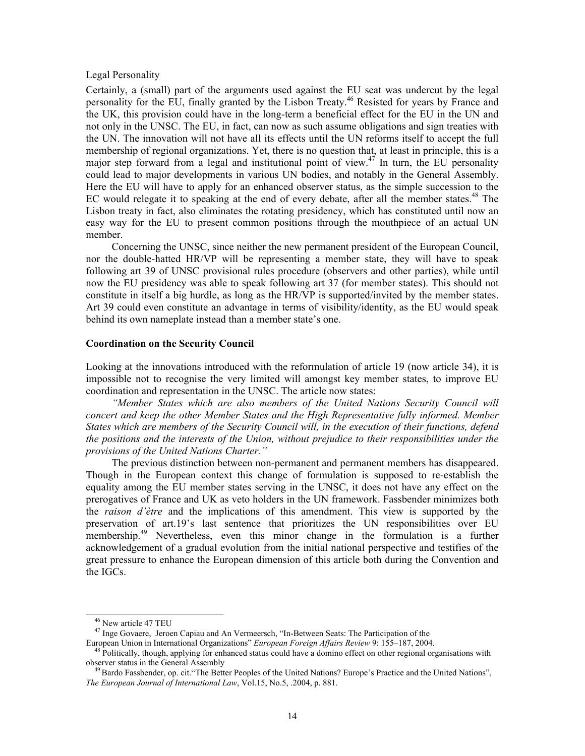Legal Personality

Certainly, a (small) part of the arguments used against the EU seat was undercut by the legal personality for the EU, finally granted by the Lisbon Treaty.[46] Resisted for years by France and the UK, this provision could have in the long-term a beneficial effect for the EU in the UN and not only in the UNSC. The EU, in fact, can now as such assume obligations and sign treaties with the UN. The innovation will not have all its effects until the UN reforms itself to accept the full membership of regional organizations. Yet, there is no question that, at least in principle, this is a major step forward from a legal and institutional point of view.[47] In turn, the EU personality could lead to major developments in various UN bodies, and notably in the General Assembly. Here the EU will have to apply for an enhanced observer status, as the simple succession to the EC would relegate it to speaking at the end of every debate, after all the member states.[48] The Lisbon treaty in fact, also eliminates the rotating presidency, which has constituted until now an easy way for the EU to present common positions through the mouthpiece of an actual UN member.

Concerning the UNSC, since neither the new permanent president of the European Council, nor the double-hatted HR/VP will be representing a member state, they will have to speak following art 39 of UNSC provisional rules procedure (observers and other parties), while until now the EU presidency was able to speak following art 37 (for member states). This should not constitute in itself a big hurdle, as long as the HR/VP is supported/invited by the member states. Art 39 could even constitute an advantage in terms of visibility/identity, as the EU would speak behind its own nameplate instead than a member state's one.

### Coordination on the Security Council

Looking at the innovations introduced with the reformulation of article 19 (now article 34), it is impossible not to recognise the very limited will amongst key member states, to improve EU coordination and representation in the UNSC. The article now states:

*"Member States which are also members of the United Nations Security Council will concert and keep the other Member States and the High Representative fully informed. Member States which are members of the Security Council will, in the execution of their functions, defend the positions and the interests of the Union, without prejudice to their responsibilities under the provisions of the United Nations Charter."*

The previous distinction between non-permanent and permanent members has disappeared. Though in the European context this change of formulation is supposed to re-establish the equality among the EU member states serving in the UNSC, it does not have any effect on the prerogatives of France and UK as veto holders in the UN framework. Fassbender minimizes both the *raison d'ètre* and the implications of this amendment. This view is supported by the preservation of art.19's last sentence that prioritizes the UN responsibilities over EU membership.[49] Nevertheless, even this minor change in the formulation is a further acknowledgement of a gradual evolution from the initial national perspective and testifies of the great pressure to enhance the European dimension of this article both during the Convention and the IGCs.

---

[46] New article 47 TEU

[47] Inge Govaere, Jeroen Capiau and An Vermeersch, "In-Between Seats: The Participation of the European Union in International Organizations" *European Foreign Affairs Review* 9: 155–187, 2004.

[48] Politically, though, applying for enhanced status could have a domino effect on other regional organisations with observer status in the General Assembly

[49] Bardo Fassbender, op. cit."The Better Peoples of the United Nations? Europe's Practice and the United Nations", *The European Journal of International Law*, Vol.15, No.5, .2004, p. 881.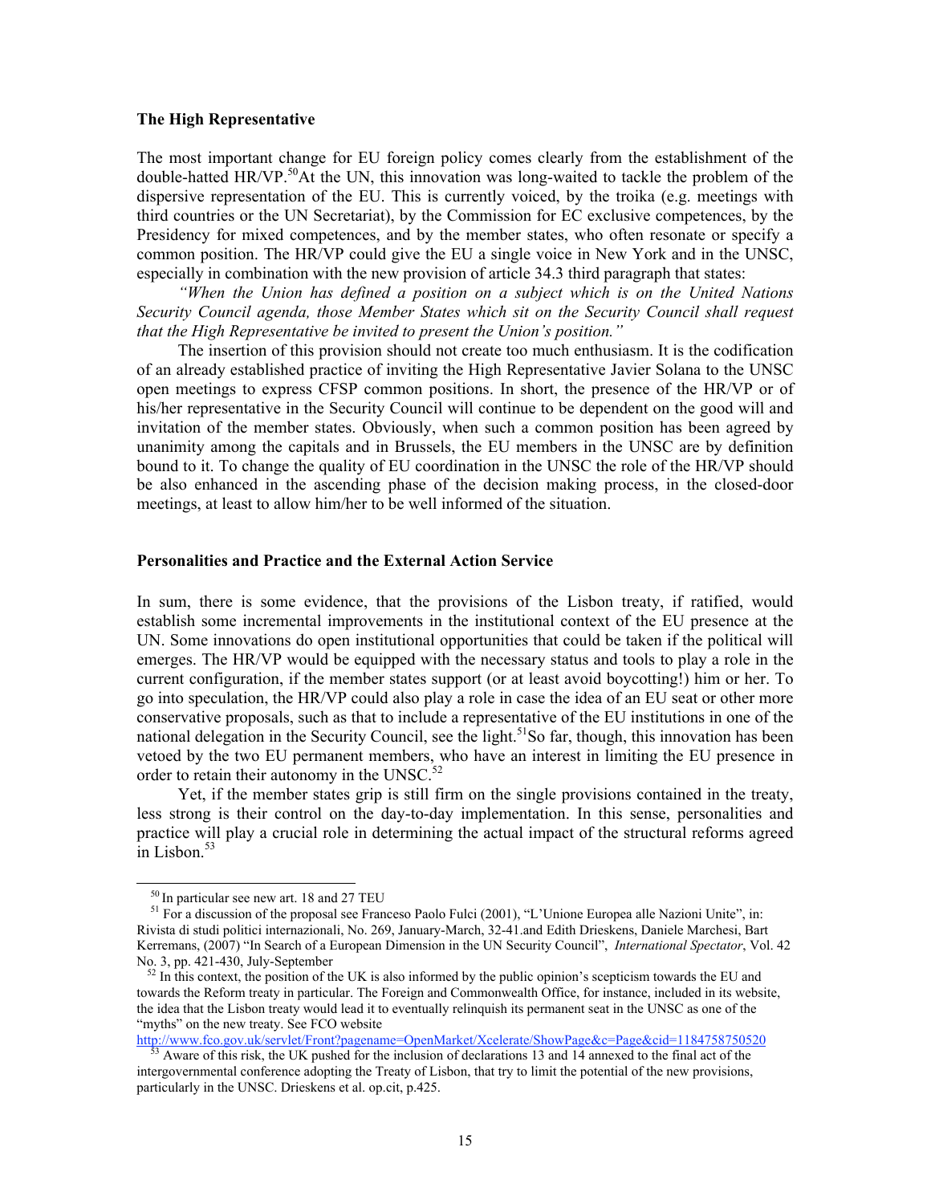### The High Representative

The most important change for EU foreign policy comes clearly from the establishment of the double-hatted HR/VP.[50]At the UN, this innovation was long-waited to tackle the problem of the dispersive representation of the EU. This is currently voiced, by the troika (e.g. meetings with third countries or the UN Secretariat), by the Commission for EC exclusive competences, by the Presidency for mixed competences, and by the member states, who often resonate or specify a common position. The HR/VP could give the EU a single voice in New York and in the UNSC, especially in combination with the new provision of article 34.3 third paragraph that states:

*"When the Union has defined a position on a subject which is on the United Nations Security Council agenda, those Member States which sit on the Security Council shall request that the High Representative be invited to present the Union's position."*

The insertion of this provision should not create too much enthusiasm. It is the codification of an already established practice of inviting the High Representative Javier Solana to the UNSC open meetings to express CFSP common positions. In short, the presence of the HR/VP or of his/her representative in the Security Council will continue to be dependent on the good will and invitation of the member states. Obviously, when such a common position has been agreed by unanimity among the capitals and in Brussels, the EU members in the UNSC are by definition bound to it. To change the quality of EU coordination in the UNSC the role of the HR/VP should be also enhanced in the ascending phase of the decision making process, in the closed-door meetings, at least to allow him/her to be well informed of the situation.

### Personalities and Practice and the External Action Service

In sum, there is some evidence, that the provisions of the Lisbon treaty, if ratified, would establish some incremental improvements in the institutional context of the EU presence at the UN. Some innovations do open institutional opportunities that could be taken if the political will emerges. The HR/VP would be equipped with the necessary status and tools to play a role in the current configuration, if the member states support (or at least avoid boycotting!) him or her. To go into speculation, the HR/VP could also play a role in case the idea of an EU seat or other more conservative proposals, such as that to include a representative of the EU institutions in one of the national delegation in the Security Council, see the light.[51]So far, though, this innovation has been vetoed by the two EU permanent members, who have an interest in limiting the EU presence in order to retain their autonomy in the UNSC.[52]

Yet, if the member states grip is still firm on the single provisions contained in the treaty, less strong is their control on the day-to-day implementation. In this sense, personalities and practice will play a crucial role in determining the actual impact of the structural reforms agreed in Lisbon.[53]

---

[50] In particular see new art. 18 and 27 TEU

[51] For a discussion of the proposal see Franceso Paolo Fulci (2001), "L'Unione Europea alle Nazioni Unite", in: Rivista di studi politici internazionali, No. 269, January-March, 32-41.and Edith Drieskens, Daniele Marchesi, Bart Kerremans, (2007) "In Search of a European Dimension in the UN Security Council", *International Spectator*, Vol. 42 No. 3, pp. 421-430, July-September

[52] In this context, the position of the UK is also informed by the public opinion's scepticism towards the EU and towards the Reform treaty in particular. The Foreign and Commonwealth Office, for instance, included in its website, the idea that the Lisbon treaty would lead it to eventually relinquish its permanent seat in the UNSC as one of the "myths" on the new treaty. See FCO website http://www.fco.gov.uk/servlet/Front?pagename=OpenMarket/Xcelerate/ShowPage&c=Page&cid=1184758750520

[53] Aware of this risk, the UK pushed for the inclusion of declarations 13 and 14 annexed to the final act of the intergovernmental conference adopting the Treaty of Lisbon, that try to limit the potential of the new provisions, particularly in the UNSC. Drieskens et al. op.cit, p.425.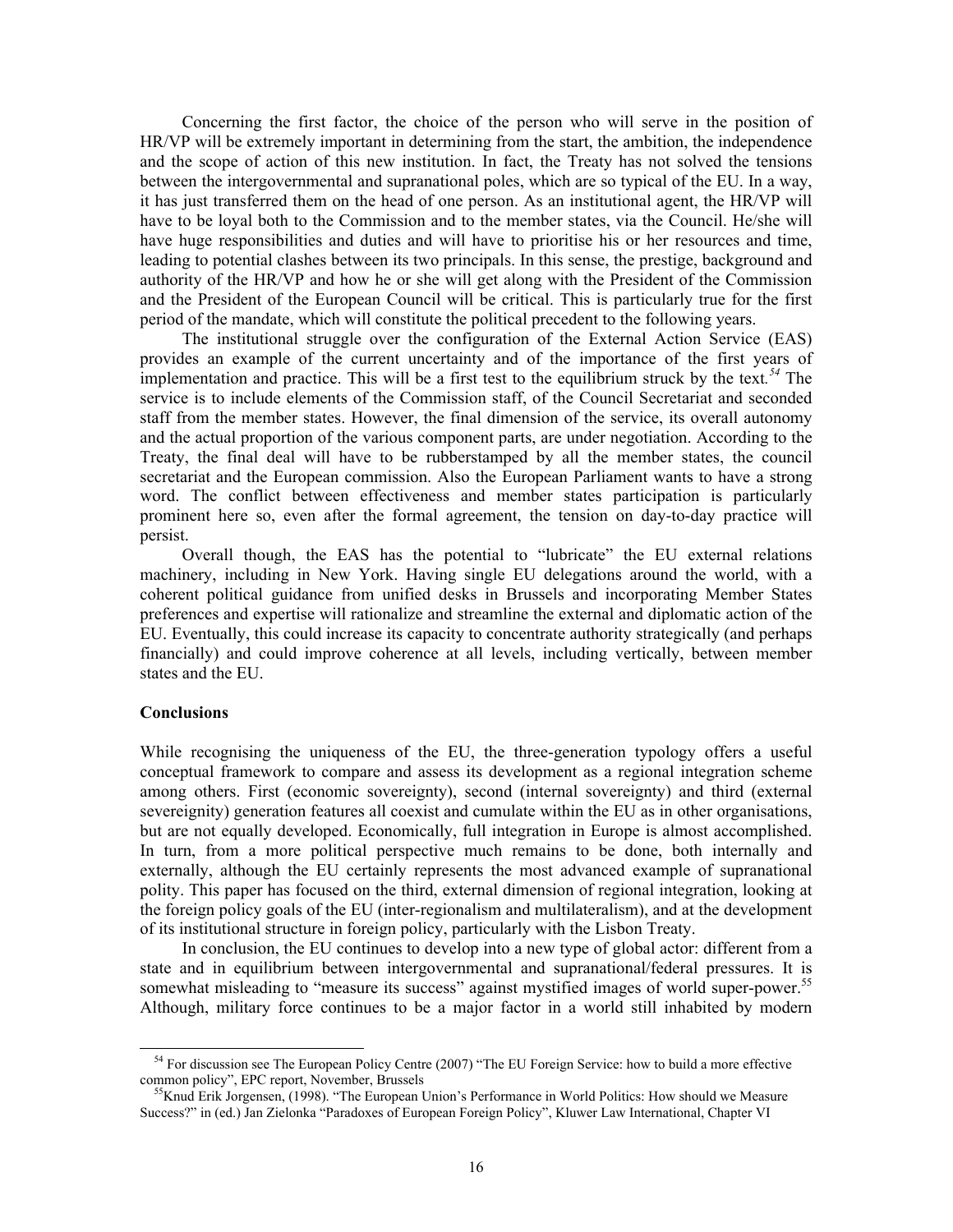Concerning the first factor, the choice of the person who will serve in the position of HR/VP will be extremely important in determining from the start, the ambition, the independence and the scope of action of this new institution. In fact, the Treaty has not solved the tensions between the intergovernmental and supranational poles, which are so typical of the EU. In a way, it has just transferred them on the head of one person. As an institutional agent, the HR/VP will have to be loyal both to the Commission and to the member states, via the Council. He/she will have huge responsibilities and duties and will have to prioritise his or her resources and time, leading to potential clashes between its two principals. In this sense, the prestige, background and authority of the HR/VP and how he or she will get along with the President of the Commission and the President of the European Council will be critical. This is particularly true for the first period of the mandate, which will constitute the political precedent to the following years.

The institutional struggle over the configuration of the External Action Service (EAS) provides an example of the current uncertainty and of the importance of the first years of implementation and practice. This will be a first test to the equilibrium struck by the text.[54] The service is to include elements of the Commission staff, of the Council Secretariat and seconded staff from the member states. However, the final dimension of the service, its overall autonomy and the actual proportion of the various component parts, are under negotiation. According to the Treaty, the final deal will have to be rubberstamped by all the member states, the council secretariat and the European commission. Also the European Parliament wants to have a strong word. The conflict between effectiveness and member states participation is particularly prominent here so, even after the formal agreement, the tension on day-to-day practice will persist.

Overall though, the EAS has the potential to "lubricate" the EU external relations machinery, including in New York. Having single EU delegations around the world, with a coherent political guidance from unified desks in Brussels and incorporating Member States preferences and expertise will rationalize and streamline the external and diplomatic action of the EU. Eventually, this could increase its capacity to concentrate authority strategically (and perhaps financially) and could improve coherence at all levels, including vertically, between member states and the EU.

**Conclusions**

While recognising the uniqueness of the EU, the three-generation typology offers a useful conceptual framework to compare and assess its development as a regional integration scheme among others. First (economic sovereignty), second (internal sovereignty) and third (external severeignity) generation features all coexist and cumulate within the EU as in other organisations, but are not equally developed. Economically, full integration in Europe is almost accomplished. In turn, from a more political perspective much remains to be done, both internally and externally, although the EU certainly represents the most advanced example of supranational polity. This paper has focused on the third, external dimension of regional integration, looking at the foreign policy goals of the EU (inter-regionalism and multilateralism), and at the development of its institutional structure in foreign policy, particularly with the Lisbon Treaty.

In conclusion, the EU continues to develop into a new type of global actor: different from a state and in equilibrium between intergovernmental and supranational/federal pressures. It is somewhat misleading to "measure its success" against mystified images of world super-power.[55] Although, military force continues to be a major factor in a world still inhabited by modern

---

[54] For discussion see The European Policy Centre (2007) "The EU Foreign Service: how to build a more effective common policy", EPC report, November, Brussels

[55] Knud Erik Jorgensen, (1998). "The European Union's Performance in World Politics: How should we Measure Success?" in (ed.) Jan Zielonka "Paradoxes of European Foreign Policy", Kluwer Law International, Chapter VI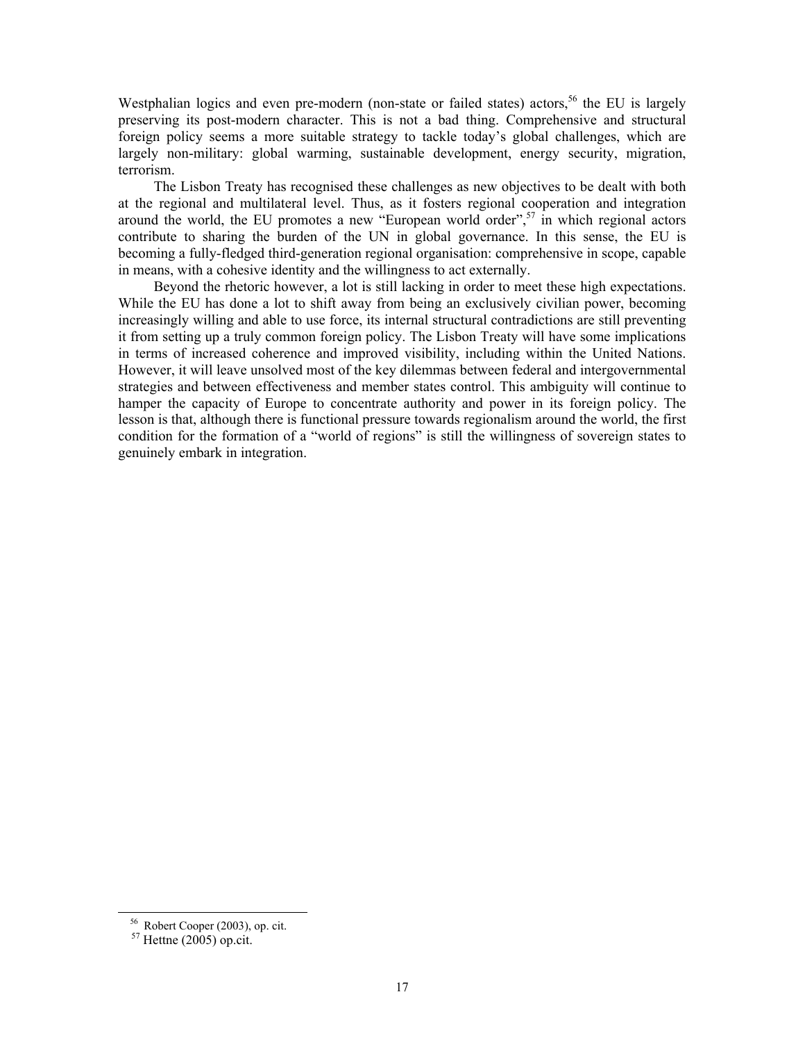Westphalian logics and even pre-modern (non-state or failed states) actors,[56] the EU is largely preserving its post-modern character. This is not a bad thing. Comprehensive and structural foreign policy seems a more suitable strategy to tackle today's global challenges, which are largely non-military: global warming, sustainable development, energy security, migration, terrorism.

The Lisbon Treaty has recognised these challenges as new objectives to be dealt with both at the regional and multilateral level. Thus, as it fosters regional cooperation and integration around the world, the EU promotes a new "European world order",[57] in which regional actors contribute to sharing the burden of the UN in global governance. In this sense, the EU is becoming a fully-fledged third-generation regional organisation: comprehensive in scope, capable in means, with a cohesive identity and the willingness to act externally.

Beyond the rhetoric however, a lot is still lacking in order to meet these high expectations. While the EU has done a lot to shift away from being an exclusively civilian power, becoming increasingly willing and able to use force, its internal structural contradictions are still preventing it from setting up a truly common foreign policy. The Lisbon Treaty will have some implications in terms of increased coherence and improved visibility, including within the United Nations. However, it will leave unsolved most of the key dilemmas between federal and intergovernmental strategies and between effectiveness and member states control. This ambiguity will continue to hamper the capacity of Europe to concentrate authority and power in its foreign policy. The lesson is that, although there is functional pressure towards regionalism around the world, the first condition for the formation of a "world of regions" is still the willingness of sovereign states to genuinely embark in integration.

---

[56] Robert Cooper (2003), op. cit.

[57] Hettne (2005) op.cit.